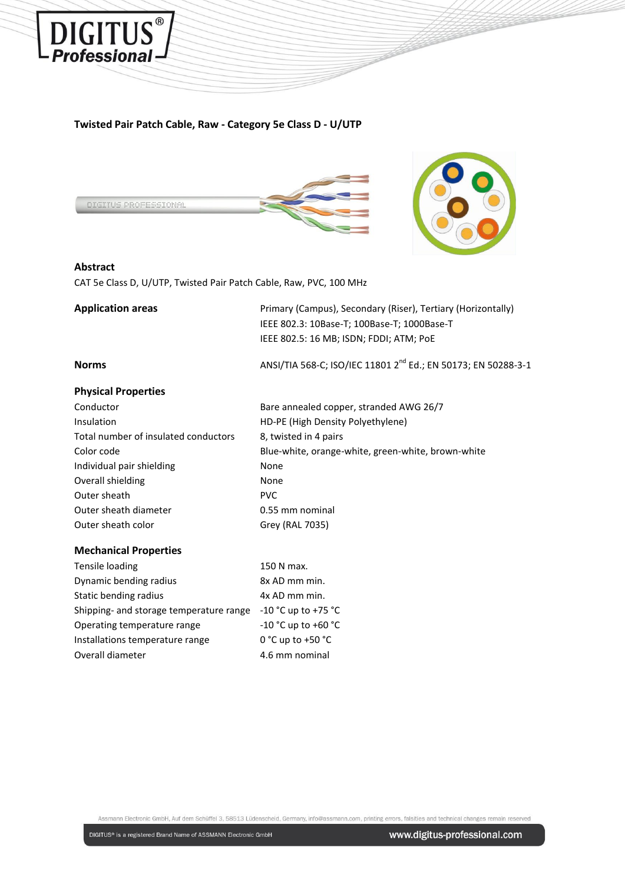## Twisted Pair Patch Cable, Raw - Category 5e Class D - U/UTP

### Abstract

CAT 5e Class D, U/UTP, Twisted Pair Patch Cable, Raw, PVC, 100 MHz

| | |
|---|---|
| **Application areas** | Primary (Campus), Secondary (Riser), Tertiary (Horizontally)<br>IEEE 802.3: 10Base-T; 100Base-T; 1000Base-T<br>IEEE 802.5: 16 MB; ISDN; FDDI; ATM; PoE |
| **Norms** | ANSI/TIA 568-C; ISO/IEC 11801 2nd Ed.; EN 50173; EN 50288-3-1 |

### Physical Properties

| | |
|---|---|
| Conductor | Bare annealed copper, stranded AWG 26/7 |
| Insulation | HD-PE (High Density Polyethylene) |
| Total number of insulated conductors | 8, twisted in 4 pairs |
| Color code | Blue-white, orange-white, green-white, brown-white |
| Individual pair shielding | None |
| Overall shielding | None |
| Outer sheath | PVC |
| Outer sheath diameter | 0.55 mm nominal |
| Outer sheath color | Grey (RAL 7035) |

### Mechanical Properties

| | |
|---|---|
| Tensile loading | 150 N max. |
| Dynamic bending radius | 8x AD mm min. |
| Static bending radius | 4x AD mm min. |
| Shipping- and storage temperature range | -10 °C up to +75 °C |
| Operating temperature range | -10 °C up to +60 °C |
| Installations temperature range | 0 °C up to +50 °C |
| Overall diameter | 4.6 mm nominal |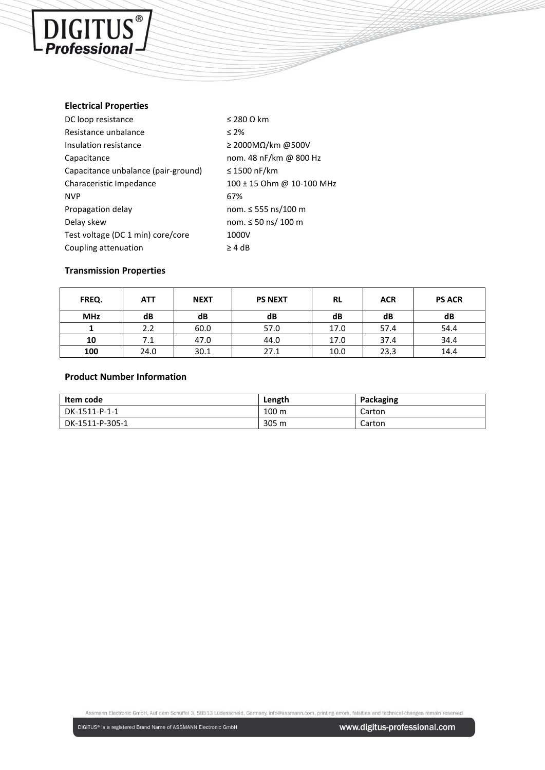### Electrical Properties

| | |
|---|---|
| DC loop resistance | ≤ 280 Ω km |
| Resistance unbalance | ≤ 2% |
| Insulation resistance | ≥ 2000MΩ/km @500V |
| Capacitance | nom. 48 nF/km @ 800 Hz |
| Capacitance unbalance (pair-ground) | ≤ 1500 nF/km |
| Characeristic Impedance | 100 ± 15 Ohm @ 10-100 MHz |
| NVP | 67% |
| Propagation delay | nom. ≤ 555 ns/100 m |
| Delay skew | nom. ≤ 50 ns/ 100 m |
| Test voltage (DC 1 min) core/core | 1000V |
| Coupling attenuation | ≥ 4 dB |

### Transmission Properties

| FREQ. | ATT | NEXT | PS NEXT | RL | ACR | PS ACR |
|---|---|---|---|---|---|---|
| **MHz** | **dB** | **dB** | **dB** | **dB** | **dB** | **dB** |
| **1** | 2.2 | 60.0 | 57.0 | 17.0 | 57.4 | 54.4 |
| **10** | 7.1 | 47.0 | 44.0 | 17.0 | 37.4 | 34.4 |
| **100** | 24.0 | 30.1 | 27.1 | 10.0 | 23.3 | 14.4 |

### Product Number Information

| Item code | Length | Packaging |
|---|---|---|
| DK-1511-P-1-1 | 100 m | Carton |
| DK-1511-P-305-1 | 305 m | Carton |